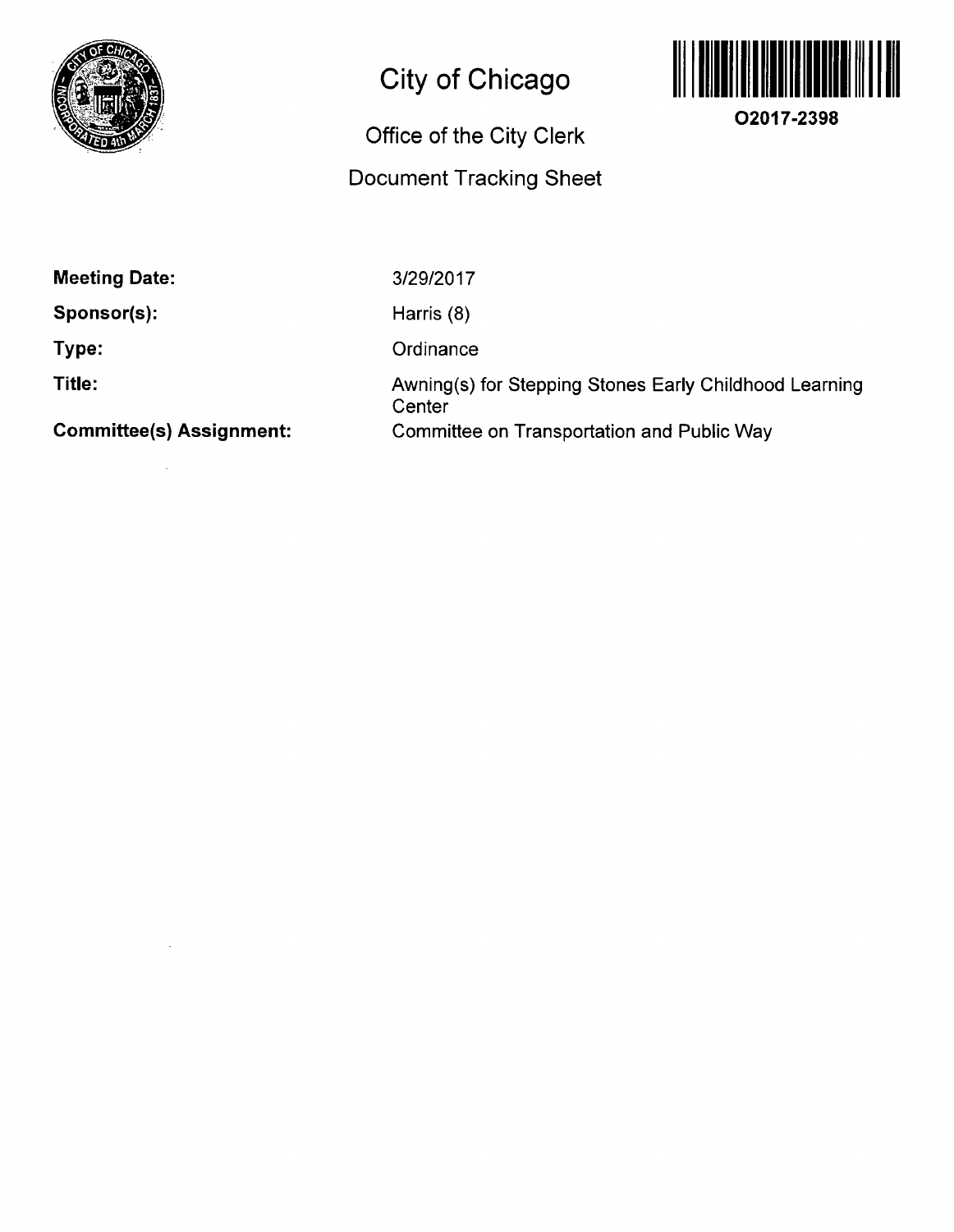# City of Chicago

## Office of the City Clerk

## Document Tracking Sheet

**O2017-2398**

| | |
|---|---|
| **Meeting Date:** | 3/29/2017 |
| **Sponsor(s):** | Harris (8) |
| **Type:** | Ordinance |
| **Title:** | Awning(s) for Stepping Stones Early Childhood Learning Center |
| **Committee(s) Assignment:** | Committee on Transportation and Public Way |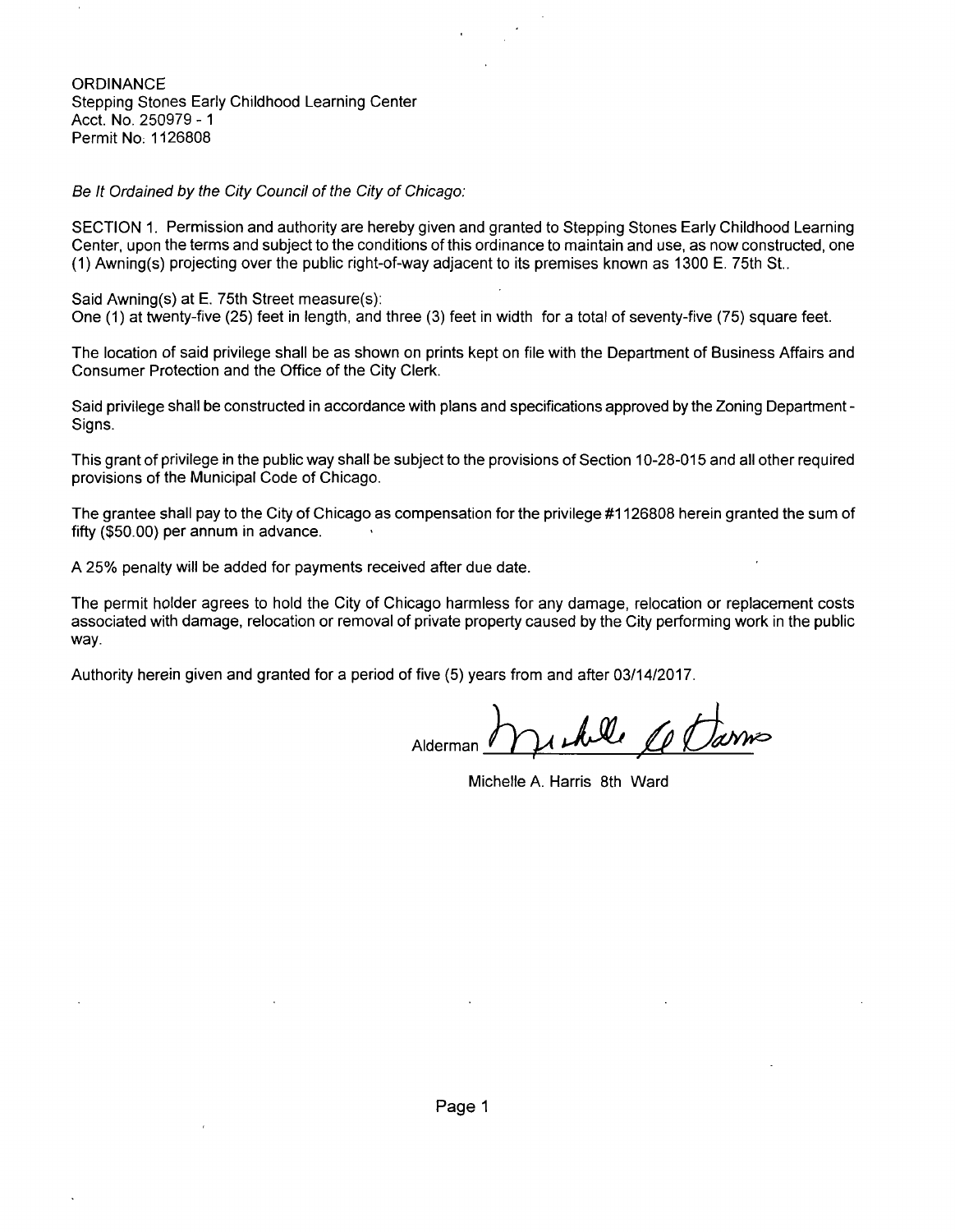ORDINANCE
Stepping Stones Early Childhood Learning Center
Acct. No. 250979 - 1
Permit No. 1126808

*Be It Ordained by the City Council of the City of Chicago:*

SECTION 1. Permission and authority are hereby given and granted to Stepping Stones Early Childhood Learning Center, upon the terms and subject to the conditions of this ordinance to maintain and use, as now constructed, one (1) Awning(s) projecting over the public right-of-way adjacent to its premises known as 1300 E. 75th St..

Said Awning(s) at E. 75th Street measure(s):
One (1) at twenty-five (25) feet in length, and three (3) feet in width for a total of seventy-five (75) square feet.

The location of said privilege shall be as shown on prints kept on file with the Department of Business Affairs and Consumer Protection and the Office of the City Clerk.

Said privilege shall be constructed in accordance with plans and specifications approved by the Zoning Department - Signs.

This grant of privilege in the public way shall be subject to the provisions of Section 10-28-015 and all other required provisions of the Municipal Code of Chicago.

The grantee shall pay to the City of Chicago as compensation for the privilege #1126808 herein granted the sum of fifty ($50.00) per annum in advance.

A 25% penalty will be added for payments received after due date.

The permit holder agrees to hold the City of Chicago harmless for any damage, relocation or replacement costs associated with damage, relocation or removal of private property caused by the City performing work in the public way.

Authority herein given and granted for a period of five (5) years from and after 03/14/2017.

Alderman ____________________

Michelle A. Harris 8th Ward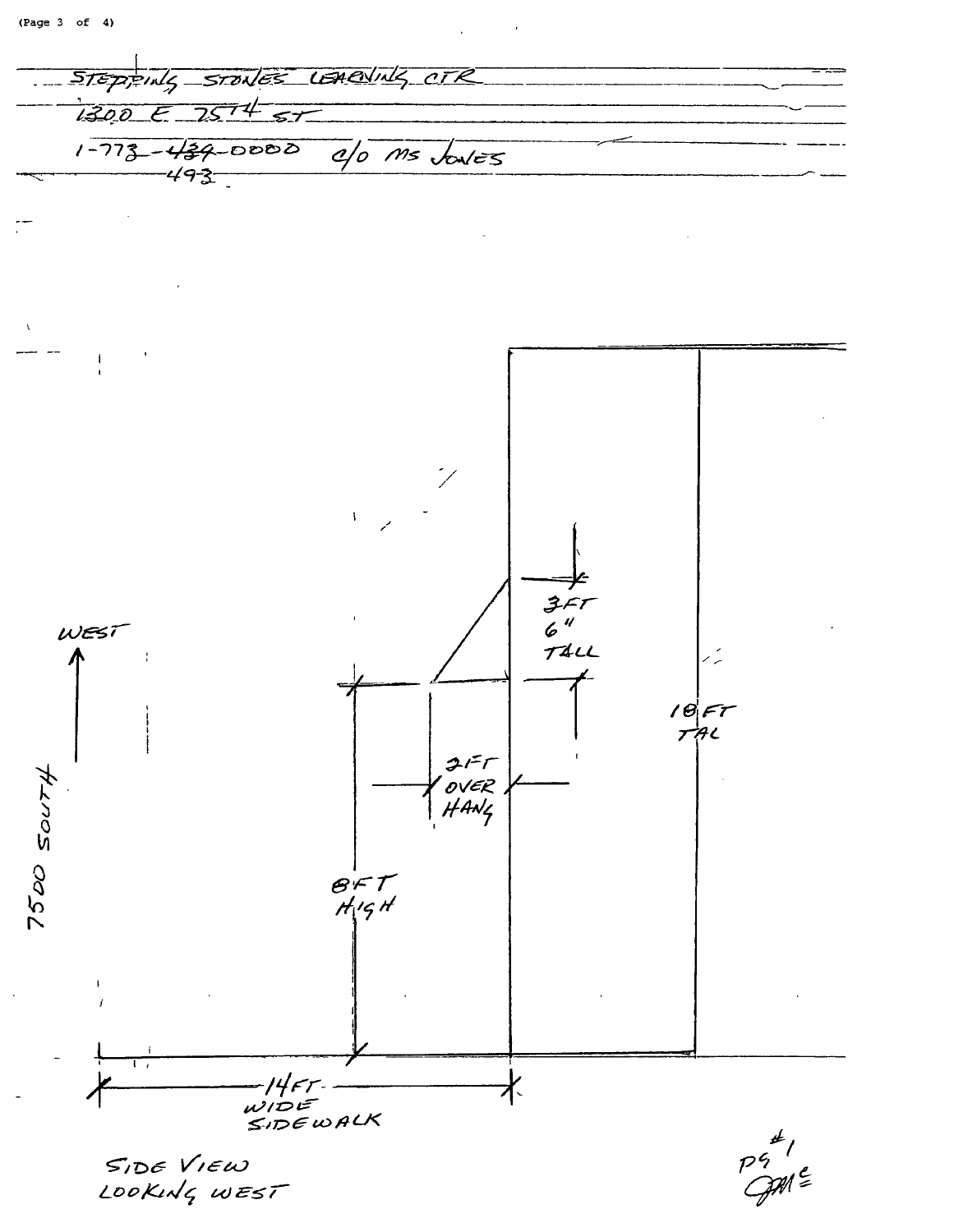STEPPING STONES LEARNING CTR

1300 E 75TH ST

1-773-~~434~~-0000 c/o Ms Jones
493

WEST ↑

7500 SOUTH

3 FT 6" TALL

18 FT TAL

2 FT OVER HANG

8 FT HIGH

14 FT WIDE SIDEWALK

SIDE VIEW
LOOKING WEST

pg #1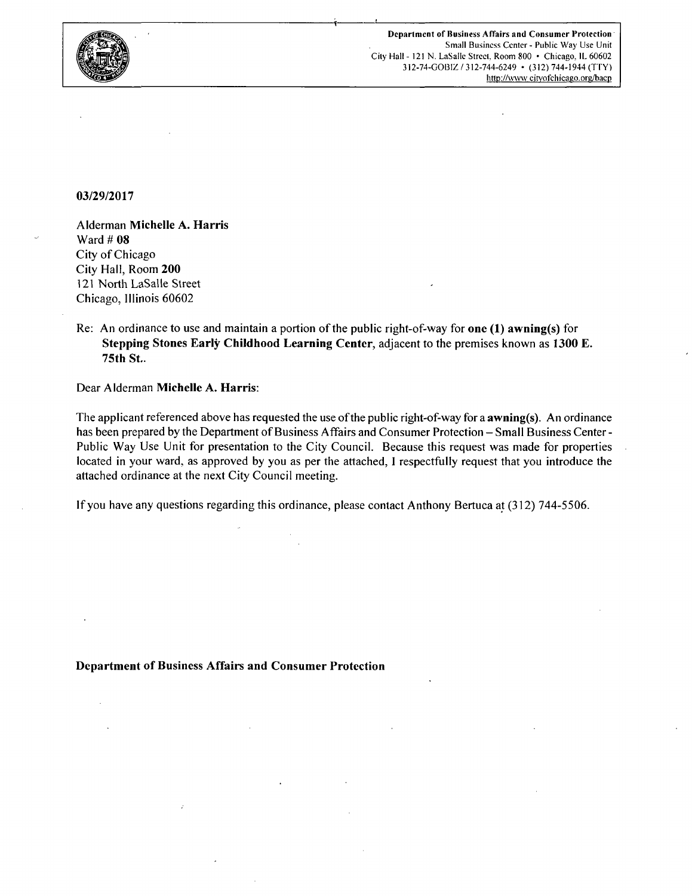**Department of Business Affairs and Consumer Protection**
Small Business Center - Public Way Use Unit
City Hall - 121 N. LaSalle Street, Room 800 • Chicago, IL 60602
312-74-GOBIZ / 312-744-6249 • (312) 744-1944 (TTY)
http://www.cityofchicago.org/bacp

**03/29/2017**

Alderman **Michelle A. Harris**
Ward # **08**
City of Chicago
City Hall, Room **200**
121 North LaSalle Street
Chicago, Illinois 60602

Re: An ordinance to use and maintain a portion of the public right-of-way for **one (1) awning(s)** for **Stepping Stones Early Childhood Learning Center**, adjacent to the premises known as **1300 E. 75th St.**.

Dear Alderman **Michelle A. Harris**:

The applicant referenced above has requested the use of the public right-of-way for a **awning(s)**. An ordinance has been prepared by the Department of Business Affairs and Consumer Protection – Small Business Center - Public Way Use Unit for presentation to the City Council. Because this request was made for properties located in your ward, as approved by you as per the attached, I respectfully request that you introduce the attached ordinance at the next City Council meeting.

If you have any questions regarding this ordinance, please contact Anthony Bertuca at (312) 744-5506.

**Department of Business Affairs and Consumer Protection**